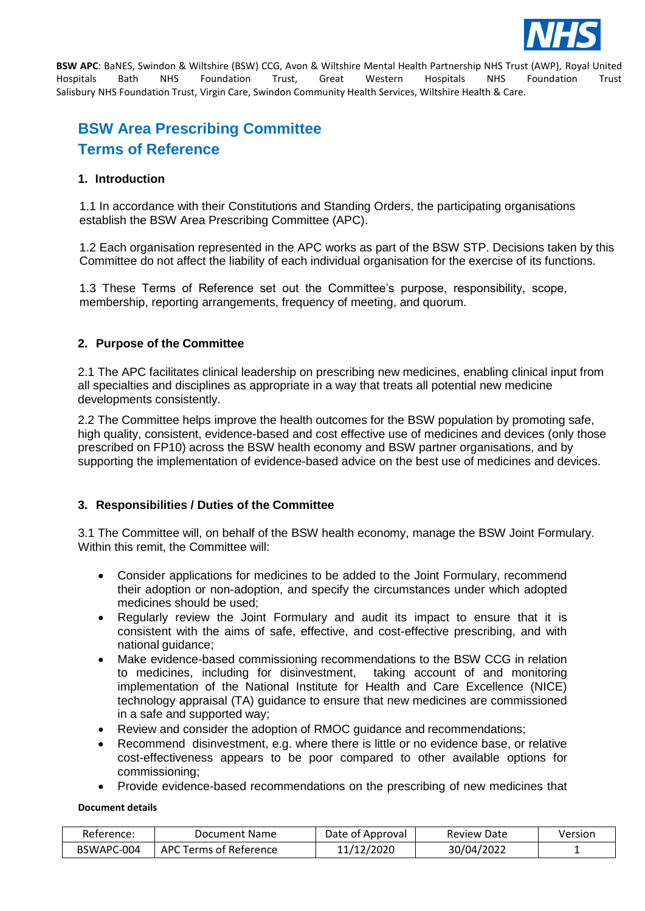**BSW APC**: BaNES, Swindon & Wiltshire (BSW) CCG, Avon & Wiltshire Mental Health Partnership NHS Trust (AWP), Royal United Hospitals Bath NHS Foundation Trust, Great Western Hospitals NHS Foundation Trust Salisbury NHS Foundation Trust, Virgin Care, Swindon Community Health Services, Wiltshire Health & Care.

# BSW Area Prescribing Committee
# Terms of Reference

## 1. Introduction

1.1 In accordance with their Constitutions and Standing Orders, the participating organisations establish the BSW Area Prescribing Committee (APC).

1.2 Each organisation represented in the APC works as part of the BSW STP. Decisions taken by this Committee do not affect the liability of each individual organisation for the exercise of its functions.

1.3 These Terms of Reference set out the Committee's purpose, responsibility, scope, membership, reporting arrangements, frequency of meeting, and quorum.

## 2. Purpose of the Committee

2.1 The APC facilitates clinical leadership on prescribing new medicines, enabling clinical input from all specialties and disciplines as appropriate in a way that treats all potential new medicine developments consistently.

2.2 The Committee helps improve the health outcomes for the BSW population by promoting safe, high quality, consistent, evidence-based and cost effective use of medicines and devices (only those prescribed on FP10) across the BSW health economy and BSW partner organisations, and by supporting the implementation of evidence-based advice on the best use of medicines and devices.

## 3. Responsibilities / Duties of the Committee

3.1 The Committee will, on behalf of the BSW health economy, manage the BSW Joint Formulary. Within this remit, the Committee will:

- Consider applications for medicines to be added to the Joint Formulary, recommend their adoption or non-adoption, and specify the circumstances under which adopted medicines should be used;
- Regularly review the Joint Formulary and audit its impact to ensure that it is consistent with the aims of safe, effective, and cost-effective prescribing, and with national guidance;
- Make evidence-based commissioning recommendations to the BSW CCG in relation to medicines, including for disinvestment, taking account of and monitoring implementation of the National Institute for Health and Care Excellence (NICE) technology appraisal (TA) guidance to ensure that new medicines are commissioned in a safe and supported way;
- Review and consider the adoption of RMOC guidance and recommendations;
- Recommend disinvestment, e.g. where there is little or no evidence base, or relative cost-effectiveness appears to be poor compared to other available options for commissioning;
- Provide evidence-based recommendations on the prescribing of new medicines that

**Document details**

| Reference: | Document Name | Date of Approval | Review Date | Version |
|---|---|---|---|---|
| BSWAPC-004 | APC Terms of Reference | 11/12/2020 | 30/04/2022 | 1 |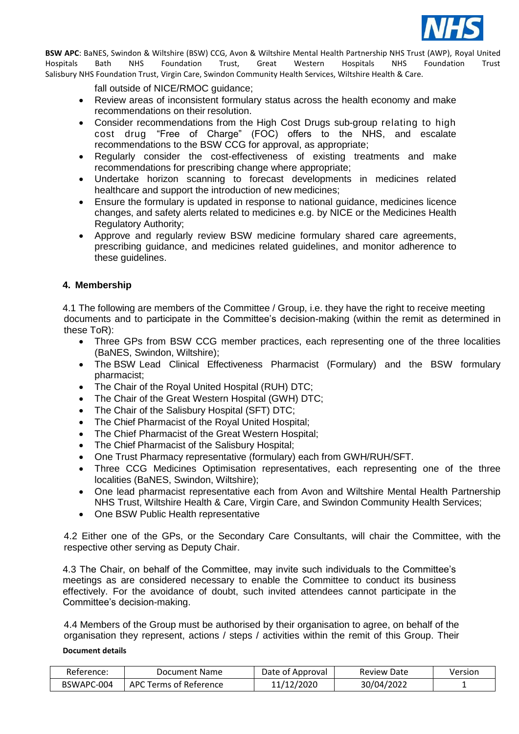fall outside of NICE/RMOC guidance;

- Review areas of inconsistent formulary status across the health economy and make recommendations on their resolution.
- Consider recommendations from the High Cost Drugs sub-group relating to high cost drug "Free of Charge" (FOC) offers to the NHS, and escalate recommendations to the BSW CCG for approval, as appropriate;
- Regularly consider the cost-effectiveness of existing treatments and make recommendations for prescribing change where appropriate;
- Undertake horizon scanning to forecast developments in medicines related healthcare and support the introduction of new medicines;
- Ensure the formulary is updated in response to national guidance, medicines licence changes, and safety alerts related to medicines e.g. by NICE or the Medicines Health Regulatory Authority;
- Approve and regularly review BSW medicine formulary shared care agreements, prescribing guidance, and medicines related guidelines, and monitor adherence to these guidelines.

## 4. Membership

4.1 The following are members of the Committee / Group, i.e. they have the right to receive meeting documents and to participate in the Committee's decision-making (within the remit as determined in these ToR):

- Three GPs from BSW CCG member practices, each representing one of the three localities (BaNES, Swindon, Wiltshire);
- The BSW Lead Clinical Effectiveness Pharmacist (Formulary) and the BSW formulary pharmacist;
- The Chair of the Royal United Hospital (RUH) DTC;
- The Chair of the Great Western Hospital (GWH) DTC;
- The Chair of the Salisbury Hospital (SFT) DTC;
- The Chief Pharmacist of the Royal United Hospital;
- The Chief Pharmacist of the Great Western Hospital;
- The Chief Pharmacist of the Salisbury Hospital;
- One Trust Pharmacy representative (formulary) each from GWH/RUH/SFT.
- Three CCG Medicines Optimisation representatives, each representing one of the three localities (BaNES, Swindon, Wiltshire);
- One lead pharmacist representative each from Avon and Wiltshire Mental Health Partnership NHS Trust, Wiltshire Health & Care, Virgin Care, and Swindon Community Health Services;
- One BSW Public Health representative

4.2 Either one of the GPs, or the Secondary Care Consultants, will chair the Committee, with the respective other serving as Deputy Chair.

4.3 The Chair, on behalf of the Committee, may invite such individuals to the Committee's meetings as are considered necessary to enable the Committee to conduct its business effectively. For the avoidance of doubt, such invited attendees cannot participate in the Committee's decision-making.

4.4 Members of the Group must be authorised by their organisation to agree, on behalf of the organisation they represent, actions / steps / activities within the remit of this Group. Their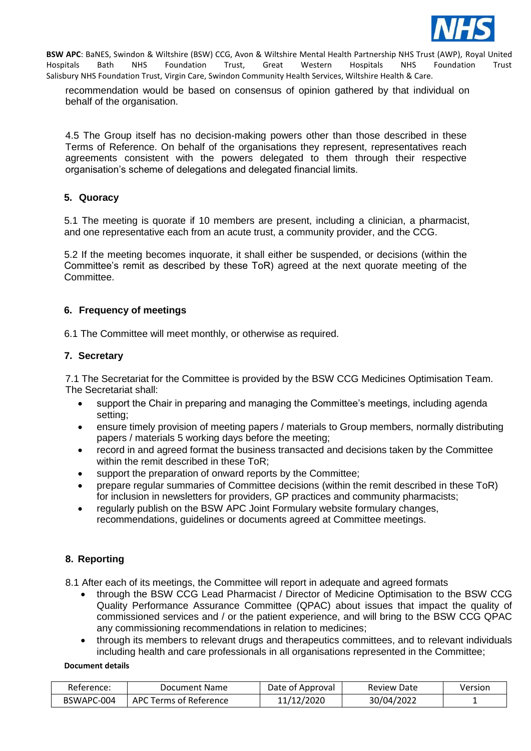recommendation would be based on consensus of opinion gathered by that individual on behalf of the organisation.

4.5 The Group itself has no decision-making powers other than those described in these Terms of Reference. On behalf of the organisations they represent, representatives reach agreements consistent with the powers delegated to them through their respective organisation's scheme of delegations and delegated financial limits.

## 5. Quoracy

5.1 The meeting is quorate if 10 members are present, including a clinician, a pharmacist, and one representative each from an acute trust, a community provider, and the CCG.

5.2 If the meeting becomes inquorate, it shall either be suspended, or decisions (within the Committee's remit as described by these ToR) agreed at the next quorate meeting of the Committee.

## 6. Frequency of meetings

6.1 The Committee will meet monthly, or otherwise as required.

## 7. Secretary

7.1 The Secretariat for the Committee is provided by the BSW CCG Medicines Optimisation Team. The Secretariat shall:

- support the Chair in preparing and managing the Committee's meetings, including agenda setting;
- ensure timely provision of meeting papers / materials to Group members, normally distributing papers / materials 5 working days before the meeting;
- record in and agreed format the business transacted and decisions taken by the Committee within the remit described in these ToR;
- support the preparation of onward reports by the Committee;
- prepare regular summaries of Committee decisions (within the remit described in these ToR) for inclusion in newsletters for providers, GP practices and community pharmacists;
- regularly publish on the BSW APC Joint Formulary website formulary changes, recommendations, guidelines or documents agreed at Committee meetings.

## 8. Reporting

8.1 After each of its meetings, the Committee will report in adequate and agreed formats

- through the BSW CCG Lead Pharmacist / Director of Medicine Optimisation to the BSW CCG Quality Performance Assurance Committee (QPAC) about issues that impact the quality of commissioned services and / or the patient experience, and will bring to the BSW CCG QPAC any commissioning recommendations in relation to medicines;
- through its members to relevant drugs and therapeutics committees, and to relevant individuals including health and care professionals in all organisations represented in the Committee;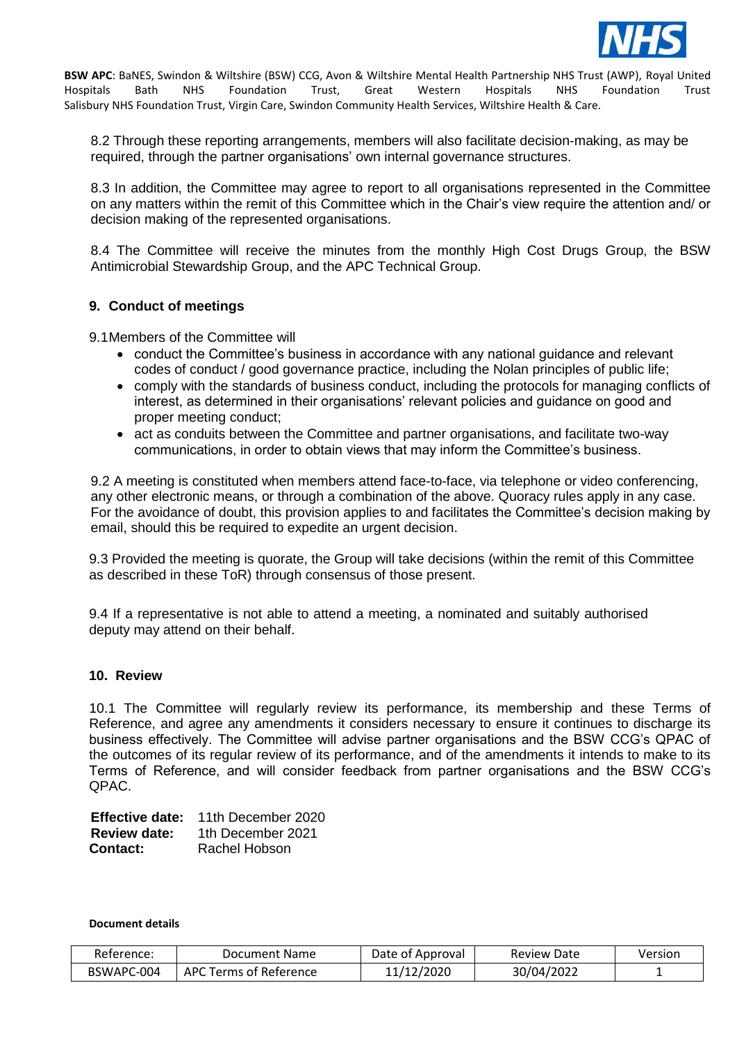8.2 Through these reporting arrangements, members will also facilitate decision-making, as may be required, through the partner organisations' own internal governance structures.

8.3 In addition, the Committee may agree to report to all organisations represented in the Committee on any matters within the remit of this Committee which in the Chair's view require the attention and/ or decision making of the represented organisations.

8.4 The Committee will receive the minutes from the monthly High Cost Drugs Group, the BSW Antimicrobial Stewardship Group, and the APC Technical Group.

## 9. Conduct of meetings

9.1Members of the Committee will

- conduct the Committee's business in accordance with any national guidance and relevant codes of conduct / good governance practice, including the Nolan principles of public life;
- comply with the standards of business conduct, including the protocols for managing conflicts of interest, as determined in their organisations' relevant policies and guidance on good and proper meeting conduct;
- act as conduits between the Committee and partner organisations, and facilitate two-way communications, in order to obtain views that may inform the Committee's business.

9.2 A meeting is constituted when members attend face-to-face, via telephone or video conferencing, any other electronic means, or through a combination of the above. Quoracy rules apply in any case. For the avoidance of doubt, this provision applies to and facilitates the Committee's decision making by email, should this be required to expedite an urgent decision.

9.3 Provided the meeting is quorate, the Group will take decisions (within the remit of this Committee as described in these ToR) through consensus of those present.

9.4 If a representative is not able to attend a meeting, a nominated and suitably authorised deputy may attend on their behalf.

## 10. Review

10.1 The Committee will regularly review its performance, its membership and these Terms of Reference, and agree any amendments it considers necessary to ensure it continues to discharge its business effectively. The Committee will advise partner organisations and the BSW CCG's QPAC of the outcomes of its regular review of its performance, and of the amendments it intends to make to its Terms of Reference, and will consider feedback from partner organisations and the BSW CCG's QPAC.

**Effective date:** 11th December 2020
**Review date:** 1th December 2021
**Contact:** Rachel Hobson

**Document details**

| Reference: | Document Name | Date of Approval | Review Date | Version |
|---|---|---|---|---|
| BSWAPC-004 | APC Terms of Reference | 11/12/2020 | 30/04/2022 | 1 |